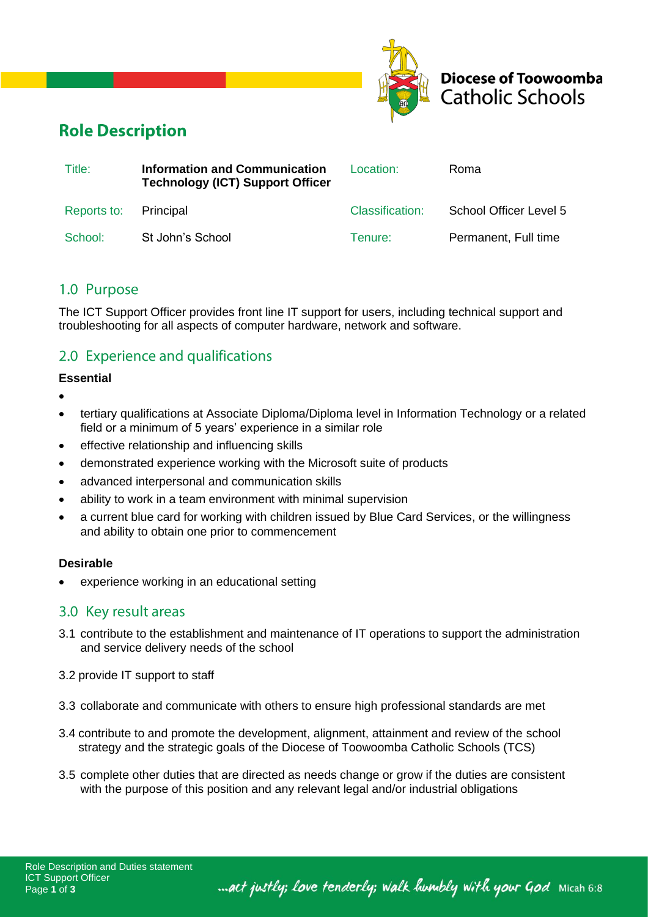Diocese of Toowoomba Catholic Schools

# Role Description

| Title: | Information and Communication Technology (ICT) Support Officer | Location: | Roma |
|---|---|---|---|
| Reports to: | Principal | Classification: | School Officer Level 5 |
| School: | St John's School | Tenure: | Permanent, Full time |

## 1.0 Purpose

The ICT Support Officer provides front line IT support for users, including technical support and troubleshooting for all aspects of computer hardware, network and software.

## 2.0 Experience and qualifications

**Essential**

- tertiary qualifications at Associate Diploma/Diploma level in Information Technology or a related field or a minimum of 5 years' experience in a similar role
- effective relationship and influencing skills
- demonstrated experience working with the Microsoft suite of products
- advanced interpersonal and communication skills
- ability to work in a team environment with minimal supervision
- a current blue card for working with children issued by Blue Card Services, or the willingness and ability to obtain one prior to commencement

**Desirable**

- experience working in an educational setting

## 3.0 Key result areas

3.1 contribute to the establishment and maintenance of IT operations to support the administration and service delivery needs of the school

3.2 provide IT support to staff

3.3 collaborate and communicate with others to ensure high professional standards are met

3.4 contribute to and promote the development, alignment, attainment and review of the school strategy and the strategic goals of the Diocese of Toowoomba Catholic Schools (TCS)

3.5 complete other duties that are directed as needs change or grow if the duties are consistent with the purpose of this position and any relevant legal and/or industrial obligations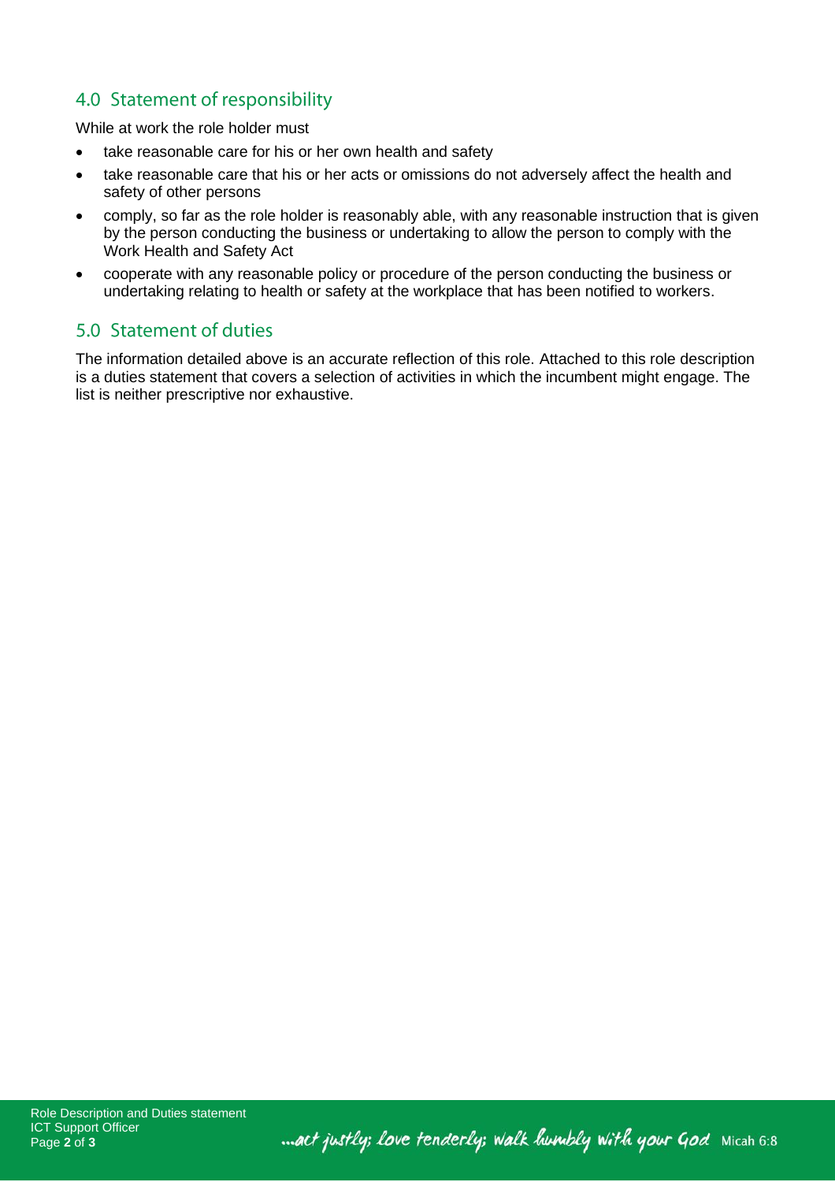## 4.0 Statement of responsibility

While at work the role holder must

- take reasonable care for his or her own health and safety
- take reasonable care that his or her acts or omissions do not adversely affect the health and safety of other persons
- comply, so far as the role holder is reasonably able, with any reasonable instruction that is given by the person conducting the business or undertaking to allow the person to comply with the Work Health and Safety Act
- cooperate with any reasonable policy or procedure of the person conducting the business or undertaking relating to health or safety at the workplace that has been notified to workers.

## 5.0 Statement of duties

The information detailed above is an accurate reflection of this role. Attached to this role description is a duties statement that covers a selection of activities in which the incumbent might engage. The list is neither prescriptive nor exhaustive.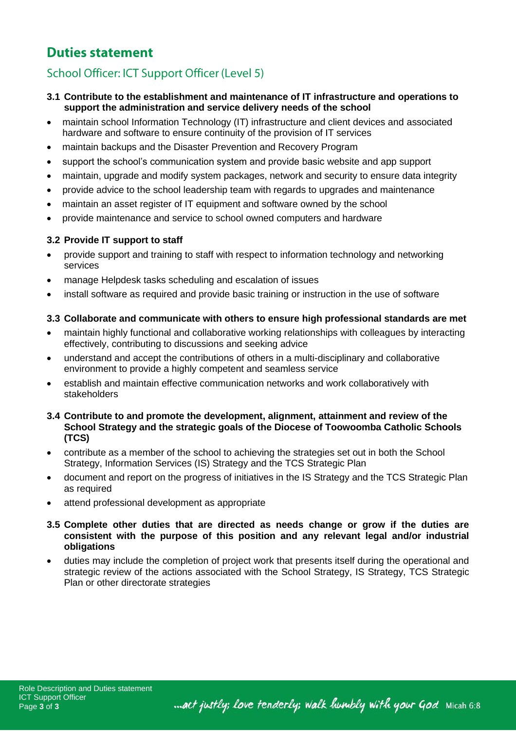# Duties statement

## School Officer: ICT Support Officer (Level 5)

**3.1 Contribute to the establishment and maintenance of IT infrastructure and operations to support the administration and service delivery needs of the school**

- maintain school Information Technology (IT) infrastructure and client devices and associated hardware and software to ensure continuity of the provision of IT services
- maintain backups and the Disaster Prevention and Recovery Program
- support the school's communication system and provide basic website and app support
- maintain, upgrade and modify system packages, network and security to ensure data integrity
- provide advice to the school leadership team with regards to upgrades and maintenance
- maintain an asset register of IT equipment and software owned by the school
- provide maintenance and service to school owned computers and hardware

**3.2 Provide IT support to staff**

- provide support and training to staff with respect to information technology and networking services
- manage Helpdesk tasks scheduling and escalation of issues
- install software as required and provide basic training or instruction in the use of software

**3.3 Collaborate and communicate with others to ensure high professional standards are met**

- maintain highly functional and collaborative working relationships with colleagues by interacting effectively, contributing to discussions and seeking advice
- understand and accept the contributions of others in a multi-disciplinary and collaborative environment to provide a highly competent and seamless service
- establish and maintain effective communication networks and work collaboratively with stakeholders

**3.4 Contribute to and promote the development, alignment, attainment and review of the School Strategy and the strategic goals of the Diocese of Toowoomba Catholic Schools (TCS)**

- contribute as a member of the school to achieving the strategies set out in both the School Strategy, Information Services (IS) Strategy and the TCS Strategic Plan
- document and report on the progress of initiatives in the IS Strategy and the TCS Strategic Plan as required
- attend professional development as appropriate

**3.5 Complete other duties that are directed as needs change or grow if the duties are consistent with the purpose of this position and any relevant legal and/or industrial obligations**

- duties may include the completion of project work that presents itself during the operational and strategic review of the actions associated with the School Strategy, IS Strategy, TCS Strategic Plan or other directorate strategies